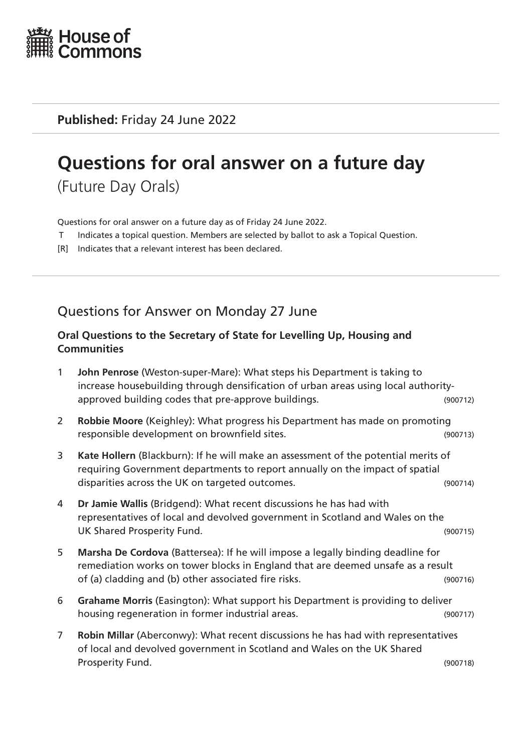House of Commons

**Published:** Friday 24 June 2022

# Questions for oral answer on a future day

(Future Day Orals)

Questions for oral answer on a future day as of Friday 24 June 2022.

T Indicates a topical question. Members are selected by ballot to ask a Topical Question.

[R] Indicates that a relevant interest has been declared.

## Questions for Answer on Monday 27 June

### Oral Questions to the Secretary of State for Levelling Up, Housing and Communities

1 **John Penrose** (Weston-super-Mare): What steps his Department is taking to increase housebuilding through densification of urban areas using local authority-approved building codes that pre-approve buildings. (900712)

2 **Robbie Moore** (Keighley): What progress his Department has made on promoting responsible development on brownfield sites. (900713)

3 **Kate Hollern** (Blackburn): If he will make an assessment of the potential merits of requiring Government departments to report annually on the impact of spatial disparities across the UK on targeted outcomes. (900714)

4 **Dr Jamie Wallis** (Bridgend): What recent discussions he has had with representatives of local and devolved government in Scotland and Wales on the UK Shared Prosperity Fund. (900715)

5 **Marsha De Cordova** (Battersea): If he will impose a legally binding deadline for remediation works on tower blocks in England that are deemed unsafe as a result of (a) cladding and (b) other associated fire risks. (900716)

6 **Grahame Morris** (Easington): What support his Department is providing to deliver housing regeneration in former industrial areas. (900717)

7 **Robin Millar** (Aberconwy): What recent discussions he has had with representatives of local and devolved government in Scotland and Wales on the UK Shared Prosperity Fund. (900718)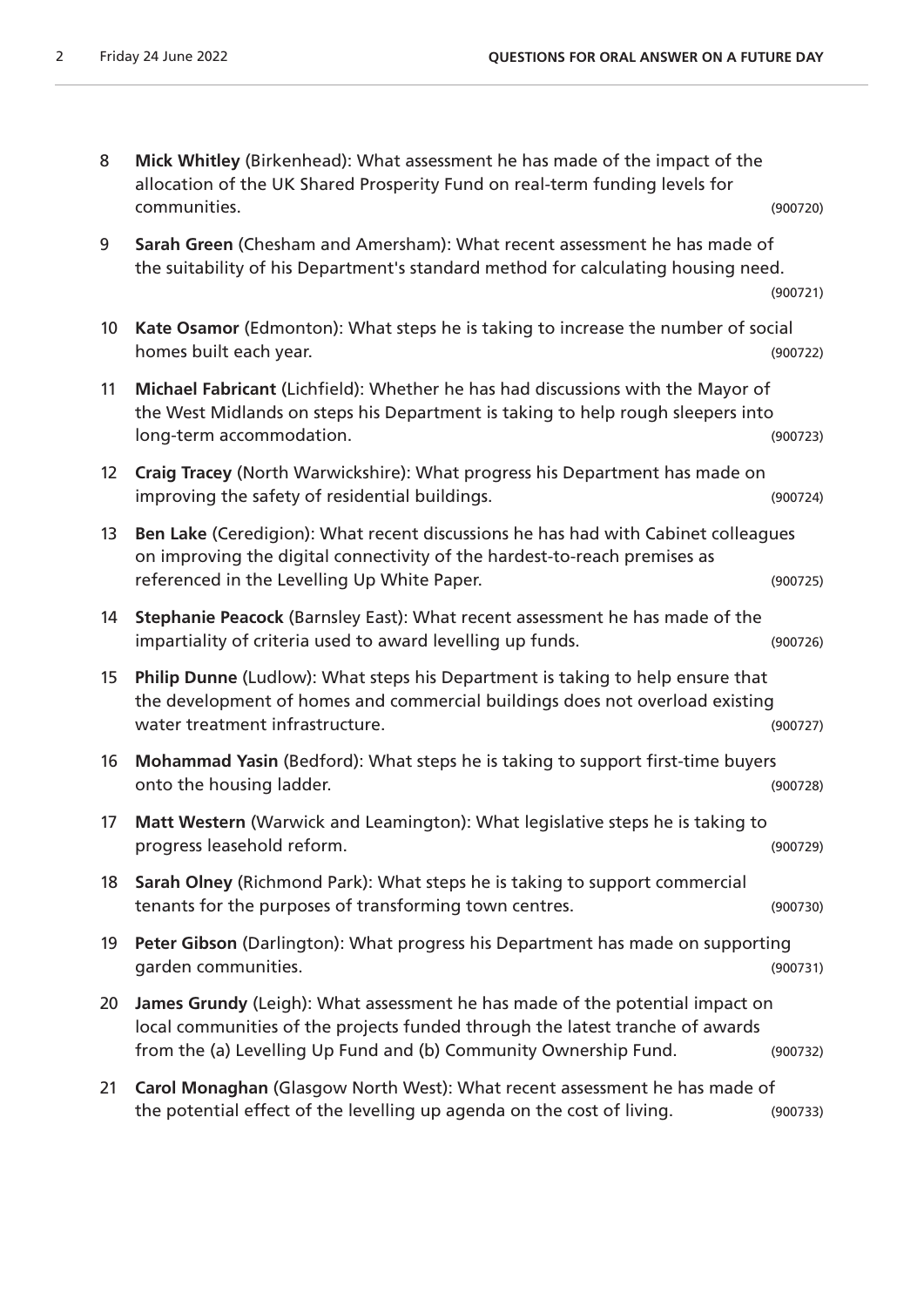8 **Mick Whitley** (Birkenhead): What assessment he has made of the impact of the allocation of the UK Shared Prosperity Fund on real-term funding levels for communities. (900720)

9 **Sarah Green** (Chesham and Amersham): What recent assessment he has made of the suitability of his Department's standard method for calculating housing need. (900721)

10 **Kate Osamor** (Edmonton): What steps he is taking to increase the number of social homes built each year. (900722)

11 **Michael Fabricant** (Lichfield): Whether he has had discussions with the Mayor of the West Midlands on steps his Department is taking to help rough sleepers into long-term accommodation. (900723)

12 **Craig Tracey** (North Warwickshire): What progress his Department has made on improving the safety of residential buildings. (900724)

13 **Ben Lake** (Ceredigion): What recent discussions he has had with Cabinet colleagues on improving the digital connectivity of the hardest-to-reach premises as referenced in the Levelling Up White Paper. (900725)

14 **Stephanie Peacock** (Barnsley East): What recent assessment he has made of the impartiality of criteria used to award levelling up funds. (900726)

15 **Philip Dunne** (Ludlow): What steps his Department is taking to help ensure that the development of homes and commercial buildings does not overload existing water treatment infrastructure. (900727)

16 **Mohammad Yasin** (Bedford): What steps he is taking to support first-time buyers onto the housing ladder. (900728)

17 **Matt Western** (Warwick and Leamington): What legislative steps he is taking to progress leasehold reform. (900729)

18 **Sarah Olney** (Richmond Park): What steps he is taking to support commercial tenants for the purposes of transforming town centres. (900730)

19 **Peter Gibson** (Darlington): What progress his Department has made on supporting garden communities. (900731)

20 **James Grundy** (Leigh): What assessment he has made of the potential impact on local communities of the projects funded through the latest tranche of awards from the (a) Levelling Up Fund and (b) Community Ownership Fund. (900732)

21 **Carol Monaghan** (Glasgow North West): What recent assessment he has made of the potential effect of the levelling up agenda on the cost of living. (900733)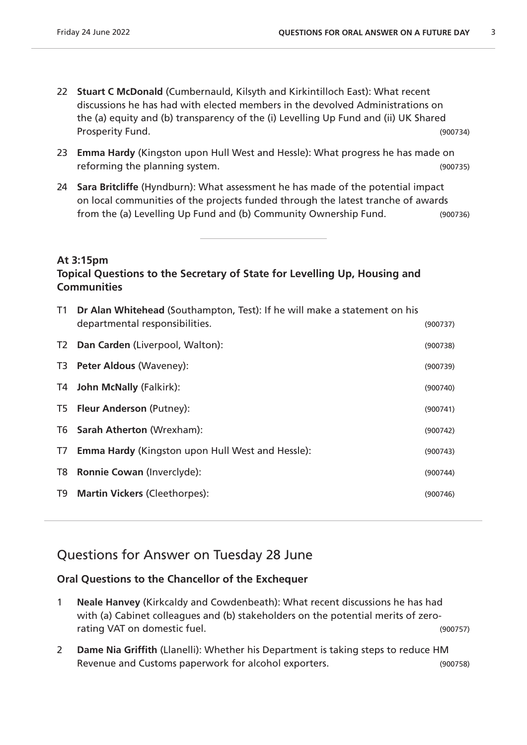22 **Stuart C McDonald** (Cumbernauld, Kilsyth and Kirkintilloch East): What recent discussions he has had with elected members in the devolved Administrations on the (a) equity and (b) transparency of the (i) Levelling Up Fund and (ii) UK Shared Prosperity Fund. (900734)

23 **Emma Hardy** (Kingston upon Hull West and Hessle): What progress he has made on reforming the planning system. (900735)

24 **Sara Britcliffe** (Hyndburn): What assessment he has made of the potential impact on local communities of the projects funded through the latest tranche of awards from the (a) Levelling Up Fund and (b) Community Ownership Fund. (900736)

---

### At 3:15pm
### Topical Questions to the Secretary of State for Levelling Up, Housing and Communities

T1 **Dr Alan Whitehead** (Southampton, Test): If he will make a statement on his departmental responsibilities. (900737)

T2 **Dan Carden** (Liverpool, Walton): (900738)

T3 **Peter Aldous** (Waveney): (900739)

T4 **John McNally** (Falkirk): (900740)

T5 **Fleur Anderson** (Putney): (900741)

T6 **Sarah Atherton** (Wrexham): (900742)

T7 **Emma Hardy** (Kingston upon Hull West and Hessle): (900743)

T8 **Ronnie Cowan** (Inverclyde): (900744)

T9 **Martin Vickers** (Cleethorpes): (900746)

---

## Questions for Answer on Tuesday 28 June

### Oral Questions to the Chancellor of the Exchequer

1 **Neale Hanvey** (Kirkcaldy and Cowdenbeath): What recent discussions he has had with (a) Cabinet colleagues and (b) stakeholders on the potential merits of zero-rating VAT on domestic fuel. (900757)

2 **Dame Nia Griffith** (Llanelli): Whether his Department is taking steps to reduce HM Revenue and Customs paperwork for alcohol exporters. (900758)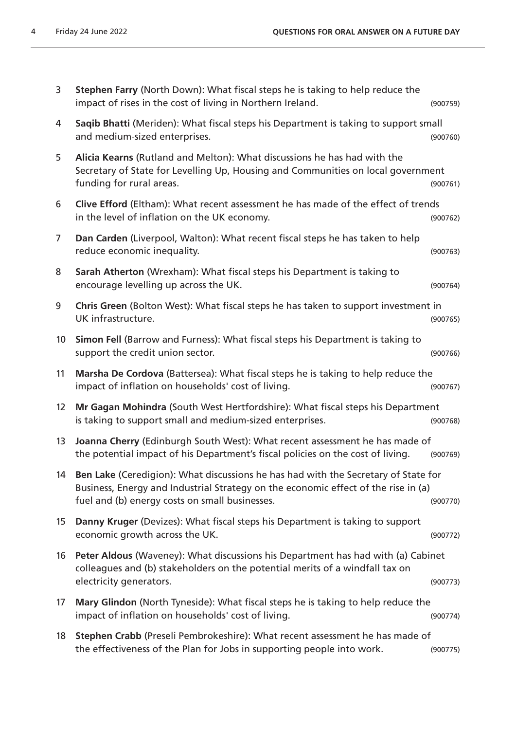3 **Stephen Farry** (North Down): What fiscal steps he is taking to help reduce the impact of rises in the cost of living in Northern Ireland. (900759)

4 **Saqib Bhatti** (Meriden): What fiscal steps his Department is taking to support small and medium-sized enterprises. (900760)

5 **Alicia Kearns** (Rutland and Melton): What discussions he has had with the Secretary of State for Levelling Up, Housing and Communities on local government funding for rural areas. (900761)

6 **Clive Efford** (Eltham): What recent assessment he has made of the effect of trends in the level of inflation on the UK economy. (900762)

7 **Dan Carden** (Liverpool, Walton): What recent fiscal steps he has taken to help reduce economic inequality. (900763)

8 **Sarah Atherton** (Wrexham): What fiscal steps his Department is taking to encourage levelling up across the UK. (900764)

9 **Chris Green** (Bolton West): What fiscal steps he has taken to support investment in UK infrastructure. (900765)

10 **Simon Fell** (Barrow and Furness): What fiscal steps his Department is taking to support the credit union sector. (900766)

11 **Marsha De Cordova** (Battersea): What fiscal steps he is taking to help reduce the impact of inflation on households' cost of living. (900767)

12 **Mr Gagan Mohindra** (South West Hertfordshire): What fiscal steps his Department is taking to support small and medium-sized enterprises. (900768)

13 **Joanna Cherry** (Edinburgh South West): What recent assessment he has made of the potential impact of his Department's fiscal policies on the cost of living. (900769)

14 **Ben Lake** (Ceredigion): What discussions he has had with the Secretary of State for Business, Energy and Industrial Strategy on the economic effect of the rise in (a) fuel and (b) energy costs on small businesses. (900770)

15 **Danny Kruger** (Devizes): What fiscal steps his Department is taking to support economic growth across the UK. (900772)

16 **Peter Aldous** (Waveney): What discussions his Department has had with (a) Cabinet colleagues and (b) stakeholders on the potential merits of a windfall tax on electricity generators. (900773)

17 **Mary Glindon** (North Tyneside): What fiscal steps he is taking to help reduce the impact of inflation on households' cost of living. (900774)

18 **Stephen Crabb** (Preseli Pembrokeshire): What recent assessment he has made of the effectiveness of the Plan for Jobs in supporting people into work. (900775)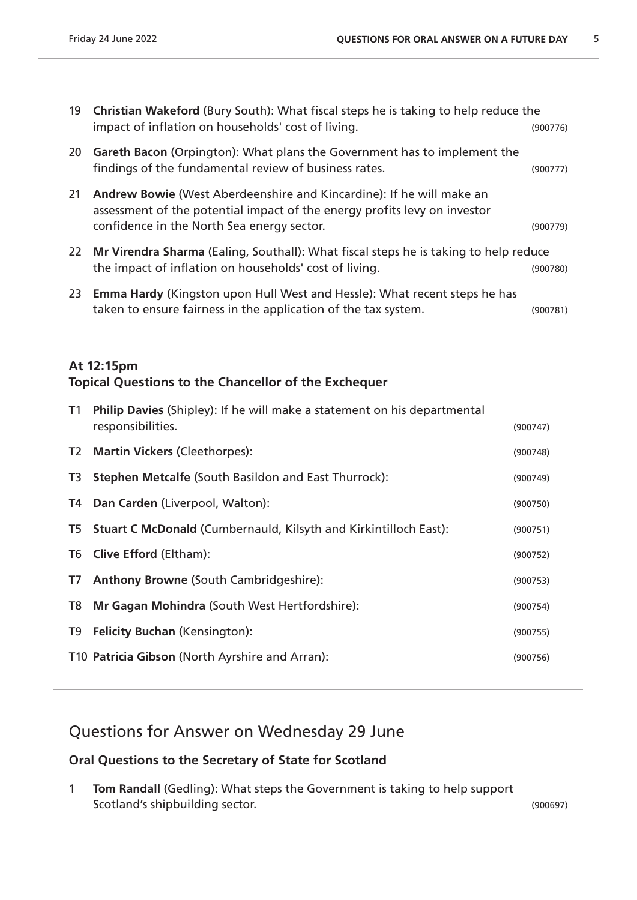19 **Christian Wakeford** (Bury South): What fiscal steps he is taking to help reduce the impact of inflation on households' cost of living. (900776)

20 **Gareth Bacon** (Orpington): What plans the Government has to implement the findings of the fundamental review of business rates. (900777)

21 **Andrew Bowie** (West Aberdeenshire and Kincardine): If he will make an assessment of the potential impact of the energy profits levy on investor confidence in the North Sea energy sector. (900779)

22 **Mr Virendra Sharma** (Ealing, Southall): What fiscal steps he is taking to help reduce the impact of inflation on households' cost of living. (900780)

23 **Emma Hardy** (Kingston upon Hull West and Hessle): What recent steps he has taken to ensure fairness in the application of the tax system. (900781)

---

### At 12:15pm
### Topical Questions to the Chancellor of the Exchequer

T1 **Philip Davies** (Shipley): If he will make a statement on his departmental responsibilities. (900747)

T2 **Martin Vickers** (Cleethorpes): (900748)

T3 **Stephen Metcalfe** (South Basildon and East Thurrock): (900749)

T4 **Dan Carden** (Liverpool, Walton): (900750)

T5 **Stuart C McDonald** (Cumbernauld, Kilsyth and Kirkintilloch East): (900751)

T6 **Clive Efford** (Eltham): (900752)

T7 **Anthony Browne** (South Cambridgeshire): (900753)

T8 **Mr Gagan Mohindra** (South West Hertfordshire): (900754)

T9 **Felicity Buchan** (Kensington): (900755)

T10 **Patricia Gibson** (North Ayrshire and Arran): (900756)

---

## Questions for Answer on Wednesday 29 June

### Oral Questions to the Secretary of State for Scotland

1 **Tom Randall** (Gedling): What steps the Government is taking to help support Scotland's shipbuilding sector. (900697)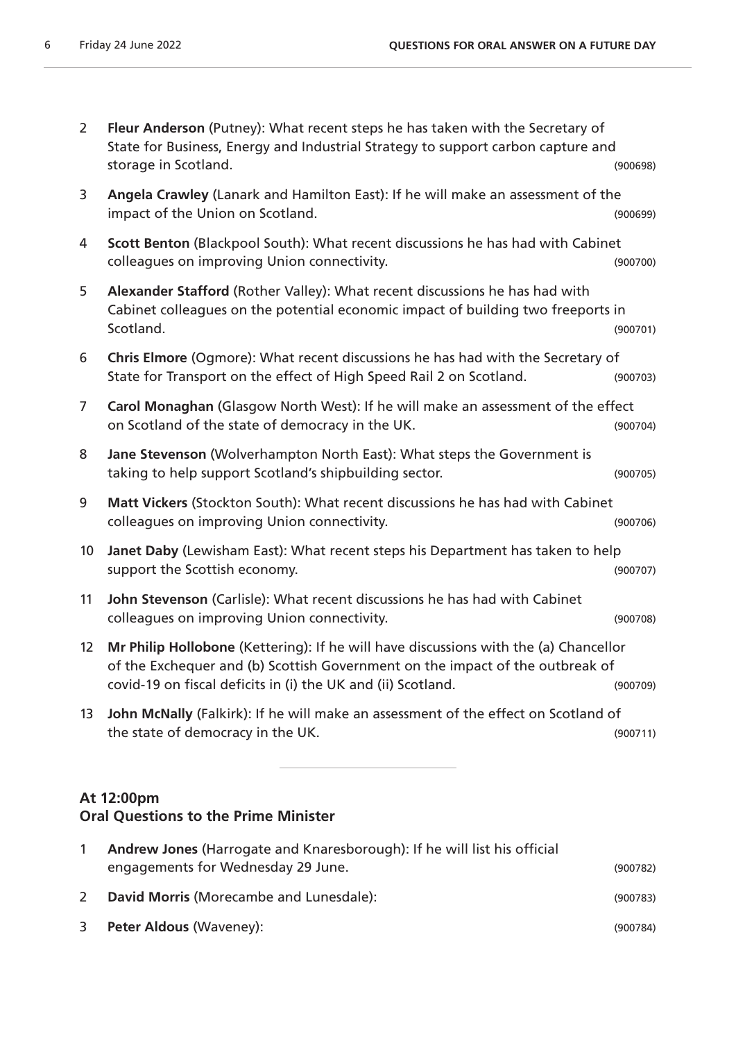2 **Fleur Anderson** (Putney): What recent steps he has taken with the Secretary of State for Business, Energy and Industrial Strategy to support carbon capture and storage in Scotland. (900698)

3 **Angela Crawley** (Lanark and Hamilton East): If he will make an assessment of the impact of the Union on Scotland. (900699)

4 **Scott Benton** (Blackpool South): What recent discussions he has had with Cabinet colleagues on improving Union connectivity. (900700)

5 **Alexander Stafford** (Rother Valley): What recent discussions he has had with Cabinet colleagues on the potential economic impact of building two freeports in Scotland. (900701)

6 **Chris Elmore** (Ogmore): What recent discussions he has had with the Secretary of State for Transport on the effect of High Speed Rail 2 on Scotland. (900703)

7 **Carol Monaghan** (Glasgow North West): If he will make an assessment of the effect on Scotland of the state of democracy in the UK. (900704)

8 **Jane Stevenson** (Wolverhampton North East): What steps the Government is taking to help support Scotland's shipbuilding sector. (900705)

9 **Matt Vickers** (Stockton South): What recent discussions he has had with Cabinet colleagues on improving Union connectivity. (900706)

10 **Janet Daby** (Lewisham East): What recent steps his Department has taken to help support the Scottish economy. (900707)

11 **John Stevenson** (Carlisle): What recent discussions he has had with Cabinet colleagues on improving Union connectivity. (900708)

12 **Mr Philip Hollobone** (Kettering): If he will have discussions with the (a) Chancellor of the Exchequer and (b) Scottish Government on the impact of the outbreak of covid-19 on fiscal deficits in (i) the UK and (ii) Scotland. (900709)

13 **John McNally** (Falkirk): If he will make an assessment of the effect on Scotland of the state of democracy in the UK. (900711)

---

### At 12:00pm
### Oral Questions to the Prime Minister

1 **Andrew Jones** (Harrogate and Knaresborough): If he will list his official engagements for Wednesday 29 June. (900782)

2 **David Morris** (Morecambe and Lunesdale): (900783)

3 **Peter Aldous** (Waveney): (900784)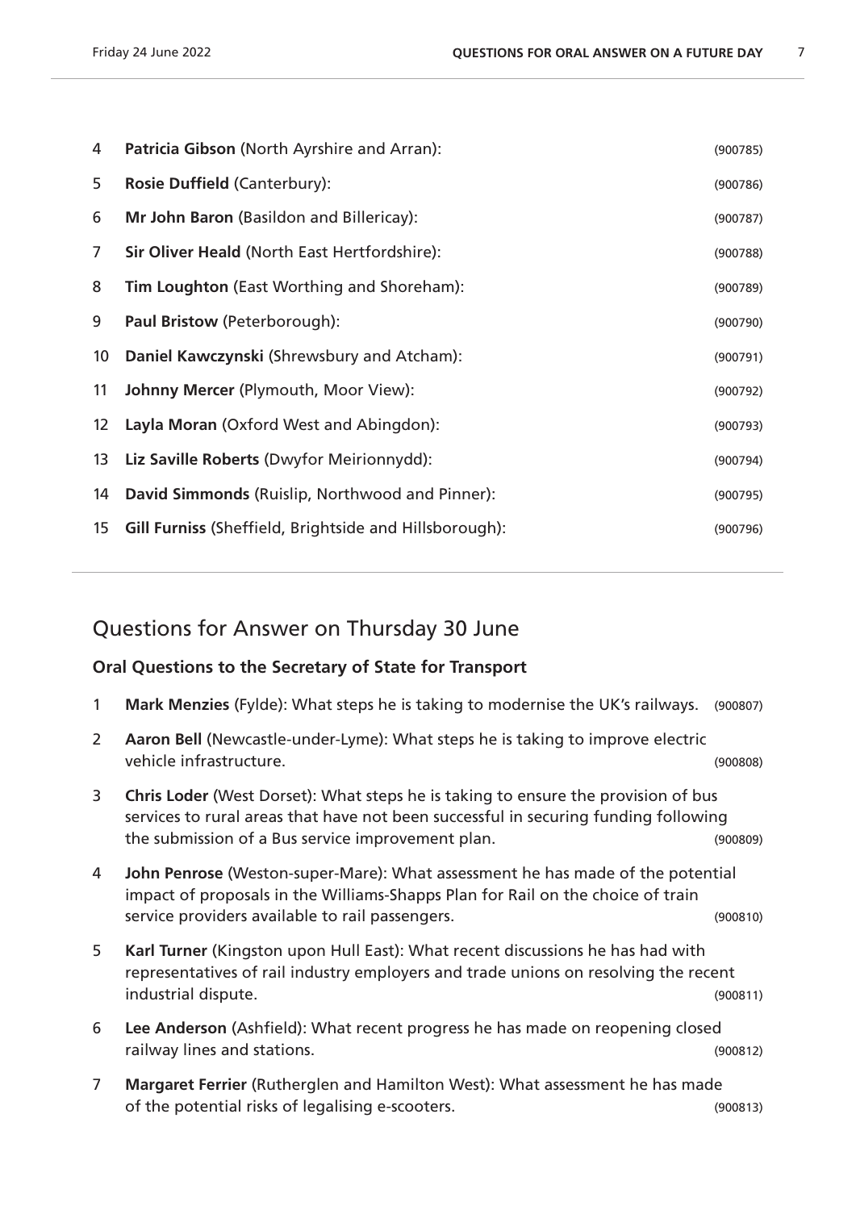4 **Patricia Gibson** (North Ayrshire and Arran): (900785)

5 **Rosie Duffield** (Canterbury): (900786)

6 **Mr John Baron** (Basildon and Billericay): (900787)

7 **Sir Oliver Heald** (North East Hertfordshire): (900788)

8 **Tim Loughton** (East Worthing and Shoreham): (900789)

9 **Paul Bristow** (Peterborough): (900790)

10 **Daniel Kawczynski** (Shrewsbury and Atcham): (900791)

11 **Johnny Mercer** (Plymouth, Moor View): (900792)

12 **Layla Moran** (Oxford West and Abingdon): (900793)

13 **Liz Saville Roberts** (Dwyfor Meirionnydd): (900794)

14 **David Simmonds** (Ruislip, Northwood and Pinner): (900795)

15 **Gill Furniss** (Sheffield, Brightside and Hillsborough): (900796)

---

## Questions for Answer on Thursday 30 June

### Oral Questions to the Secretary of State for Transport

1 **Mark Menzies** (Fylde): What steps he is taking to modernise the UK's railways. (900807)

2 **Aaron Bell** (Newcastle-under-Lyme): What steps he is taking to improve electric vehicle infrastructure. (900808)

3 **Chris Loder** (West Dorset): What steps he is taking to ensure the provision of bus services to rural areas that have not been successful in securing funding following the submission of a Bus service improvement plan. (900809)

4 **John Penrose** (Weston-super-Mare): What assessment he has made of the potential impact of proposals in the Williams-Shapps Plan for Rail on the choice of train service providers available to rail passengers. (900810)

5 **Karl Turner** (Kingston upon Hull East): What recent discussions he has had with representatives of rail industry employers and trade unions on resolving the recent industrial dispute. (900811)

6 **Lee Anderson** (Ashfield): What recent progress he has made on reopening closed railway lines and stations. (900812)

7 **Margaret Ferrier** (Rutherglen and Hamilton West): What assessment he has made of the potential risks of legalising e-scooters. (900813)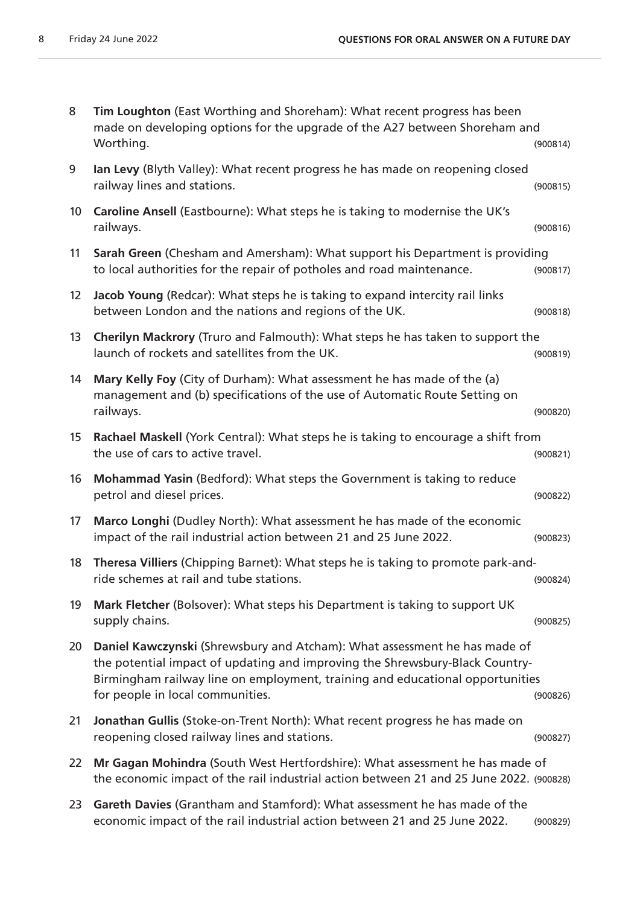8 **Tim Loughton** (East Worthing and Shoreham): What recent progress has been made on developing options for the upgrade of the A27 between Shoreham and Worthing. (900814)

9 **Ian Levy** (Blyth Valley): What recent progress he has made on reopening closed railway lines and stations. (900815)

10 **Caroline Ansell** (Eastbourne): What steps he is taking to modernise the UK's railways. (900816)

11 **Sarah Green** (Chesham and Amersham): What support his Department is providing to local authorities for the repair of potholes and road maintenance. (900817)

12 **Jacob Young** (Redcar): What steps he is taking to expand intercity rail links between London and the nations and regions of the UK. (900818)

13 **Cherilyn Mackrory** (Truro and Falmouth): What steps he has taken to support the launch of rockets and satellites from the UK. (900819)

14 **Mary Kelly Foy** (City of Durham): What assessment he has made of the (a) management and (b) specifications of the use of Automatic Route Setting on railways. (900820)

15 **Rachael Maskell** (York Central): What steps he is taking to encourage a shift from the use of cars to active travel. (900821)

16 **Mohammad Yasin** (Bedford): What steps the Government is taking to reduce petrol and diesel prices. (900822)

17 **Marco Longhi** (Dudley North): What assessment he has made of the economic impact of the rail industrial action between 21 and 25 June 2022. (900823)

18 **Theresa Villiers** (Chipping Barnet): What steps he is taking to promote park-and-ride schemes at rail and tube stations. (900824)

19 **Mark Fletcher** (Bolsover): What steps his Department is taking to support UK supply chains. (900825)

20 **Daniel Kawczynski** (Shrewsbury and Atcham): What assessment he has made of the potential impact of updating and improving the Shrewsbury-Black Country-Birmingham railway line on employment, training and educational opportunities for people in local communities. (900826)

21 **Jonathan Gullis** (Stoke-on-Trent North): What recent progress he has made on reopening closed railway lines and stations. (900827)

22 **Mr Gagan Mohindra** (South West Hertfordshire): What assessment he has made of the economic impact of the rail industrial action between 21 and 25 June 2022. (900828)

23 **Gareth Davies** (Grantham and Stamford): What assessment he has made of the economic impact of the rail industrial action between 21 and 25 June 2022. (900829)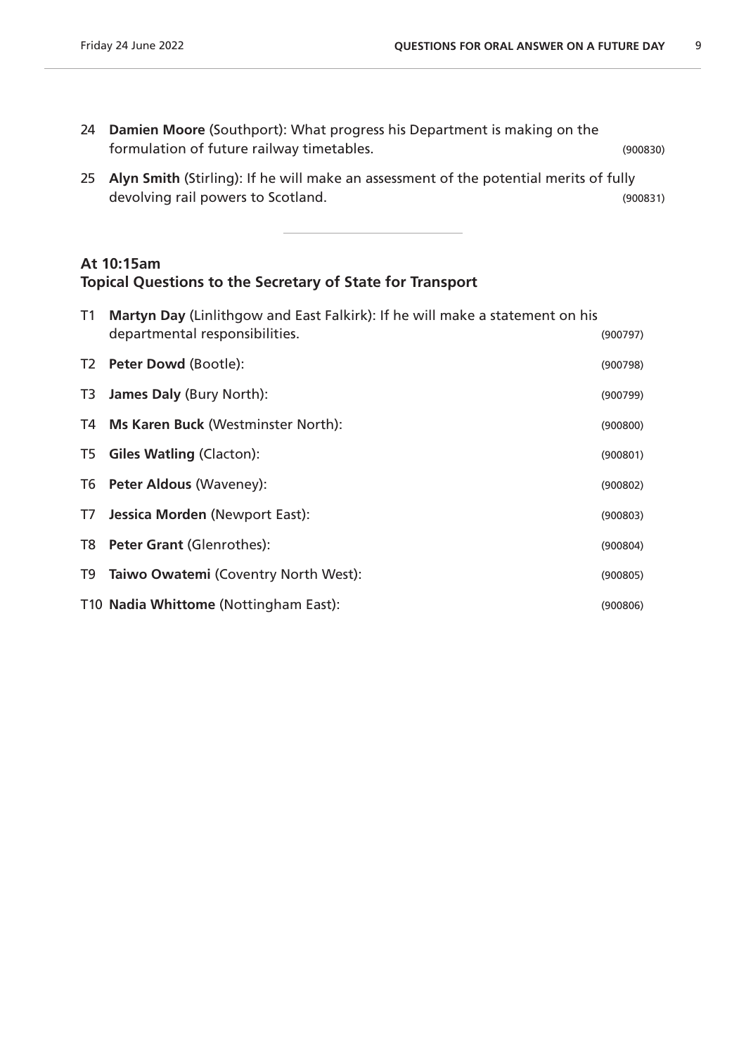24 **Damien Moore** (Southport): What progress his Department is making on the formulation of future railway timetables. (900830)

25 **Alyn Smith** (Stirling): If he will make an assessment of the potential merits of fully devolving rail powers to Scotland. (900831)

---

### At 10:15am
### Topical Questions to the Secretary of State for Transport

T1 **Martyn Day** (Linlithgow and East Falkirk): If he will make a statement on his departmental responsibilities. (900797)

T2 **Peter Dowd** (Bootle): (900798)

T3 **James Daly** (Bury North): (900799)

T4 **Ms Karen Buck** (Westminster North): (900800)

T5 **Giles Watling** (Clacton): (900801)

T6 **Peter Aldous** (Waveney): (900802)

T7 **Jessica Morden** (Newport East): (900803)

T8 **Peter Grant** (Glenrothes): (900804)

T9 **Taiwo Owatemi** (Coventry North West): (900805)

T10 **Nadia Whittome** (Nottingham East): (900806)